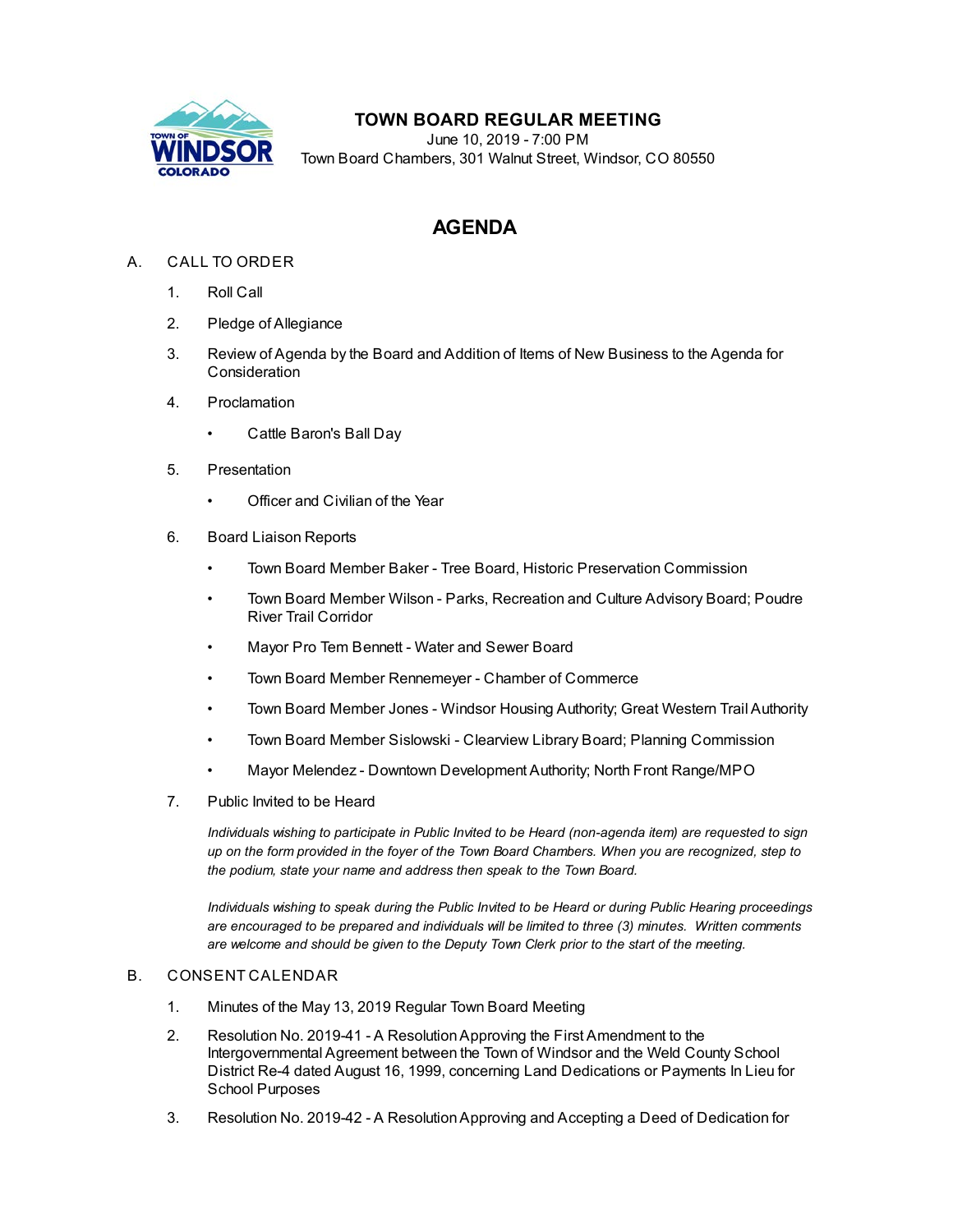# TOWN BOARD REGULAR MEETING

June 10, 2019 - 7:00 PM
Town Board Chambers, 301 Walnut Street, Windsor, CO 80550

## AGENDA

A. CALL TO ORDER

1. Roll Call
2. Pledge of Allegiance
3. Review of Agenda by the Board and Addition of Items of New Business to the Agenda for Consideration
4. Proclamation
   - Cattle Baron's Ball Day
5. Presentation
   - Officer and Civilian of the Year
6. Board Liaison Reports
   - Town Board Member Baker - Tree Board, Historic Preservation Commission
   - Town Board Member Wilson - Parks, Recreation and Culture Advisory Board; Poudre River Trail Corridor
   - Mayor Pro Tem Bennett - Water and Sewer Board
   - Town Board Member Rennemeyer - Chamber of Commerce
   - Town Board Member Jones - Windsor Housing Authority; Great Western Trail Authority
   - Town Board Member Sislowski - Clearview Library Board; Planning Commission
   - Mayor Melendez - Downtown Development Authority; North Front Range/MPO
7. Public Invited to be Heard

   *Individuals wishing to participate in Public Invited to be Heard (non-agenda item) are requested to sign up on the form provided in the foyer of the Town Board Chambers. When you are recognized, step to the podium, state your name and address then speak to the Town Board.*

   *Individuals wishing to speak during the Public Invited to be Heard or during Public Hearing proceedings are encouraged to be prepared and individuals will be limited to three (3) minutes. Written comments are welcome and should be given to the Deputy Town Clerk prior to the start of the meeting.*

B. CONSENT CALENDAR

1. Minutes of the May 13, 2019 Regular Town Board Meeting
2. Resolution No. 2019-41 - A Resolution Approving the First Amendment to the Intergovernmental Agreement between the Town of Windsor and the Weld County School District Re-4 dated August 16, 1999, concerning Land Dedications or Payments In Lieu for School Purposes
3. Resolution No. 2019-42 - A Resolution Approving and Accepting a Deed of Dedication for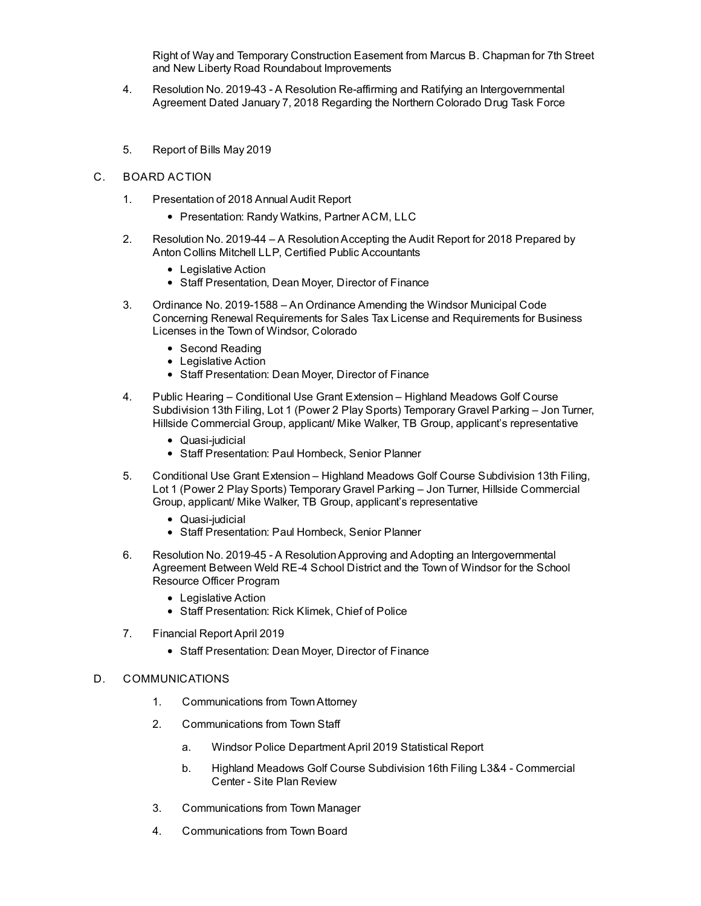Right of Way and Temporary Construction Easement from Marcus B. Chapman for 7th Street and New Liberty Road Roundabout Improvements

4. Resolution No. 2019-43 - A Resolution Re-affirming and Ratifying an Intergovernmental Agreement Dated January 7, 2018 Regarding the Northern Colorado Drug Task Force

5. Report of Bills May 2019

C. BOARD ACTION

1. Presentation of 2018 Annual Audit Report
   - Presentation: Randy Watkins, Partner ACM, LLC

2. Resolution No. 2019-44 – A Resolution Accepting the Audit Report for 2018 Prepared by Anton Collins Mitchell LLP, Certified Public Accountants
   - Legislative Action
   - Staff Presentation, Dean Moyer, Director of Finance

3. Ordinance No. 2019-1588 – An Ordinance Amending the Windsor Municipal Code Concerning Renewal Requirements for Sales Tax License and Requirements for Business Licenses in the Town of Windsor, Colorado
   - Second Reading
   - Legislative Action
   - Staff Presentation: Dean Moyer, Director of Finance

4. Public Hearing – Conditional Use Grant Extension – Highland Meadows Golf Course Subdivision 13th Filing, Lot 1 (Power 2 Play Sports) Temporary Gravel Parking – Jon Turner, Hillside Commercial Group, applicant/ Mike Walker, TB Group, applicant's representative
   - Quasi-judicial
   - Staff Presentation: Paul Hornbeck, Senior Planner

5. Conditional Use Grant Extension – Highland Meadows Golf Course Subdivision 13th Filing, Lot 1 (Power 2 Play Sports) Temporary Gravel Parking – Jon Turner, Hillside Commercial Group, applicant/ Mike Walker, TB Group, applicant's representative
   - Quasi-judicial
   - Staff Presentation: Paul Hornbeck, Senior Planner

6. Resolution No. 2019-45 - A Resolution Approving and Adopting an Intergovernmental Agreement Between Weld RE-4 School District and the Town of Windsor for the School Resource Officer Program
   - Legislative Action
   - Staff Presentation: Rick Klimek, Chief of Police

7. Financial Report April 2019
   - Staff Presentation: Dean Moyer, Director of Finance

D. COMMUNICATIONS

1. Communications from Town Attorney

2. Communications from Town Staff

   a. Windsor Police Department April 2019 Statistical Report

   b. Highland Meadows Golf Course Subdivision 16th Filing L3&4 - Commercial Center - Site Plan Review

3. Communications from Town Manager

4. Communications from Town Board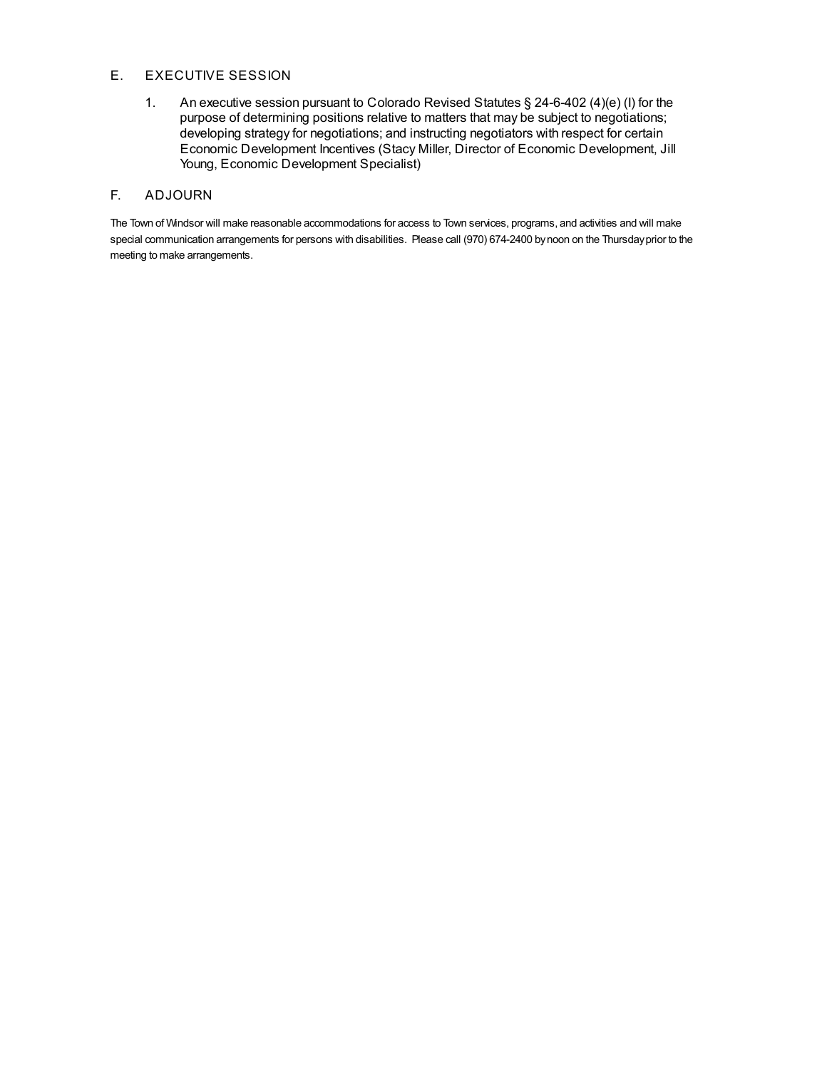## E. EXECUTIVE SESSION

1. An executive session pursuant to Colorado Revised Statutes § 24-6-402 (4)(e) (I) for the purpose of determining positions relative to matters that may be subject to negotiations; developing strategy for negotiations; and instructing negotiators with respect for certain Economic Development Incentives (Stacy Miller, Director of Economic Development, Jill Young, Economic Development Specialist)

## F. ADJOURN

The Town of Windsor will make reasonable accommodations for access to Town services, programs, and activities and will make special communication arrangements for persons with disabilities. Please call (970) 674-2400 by noon on the Thursday prior to the meeting to make arrangements.